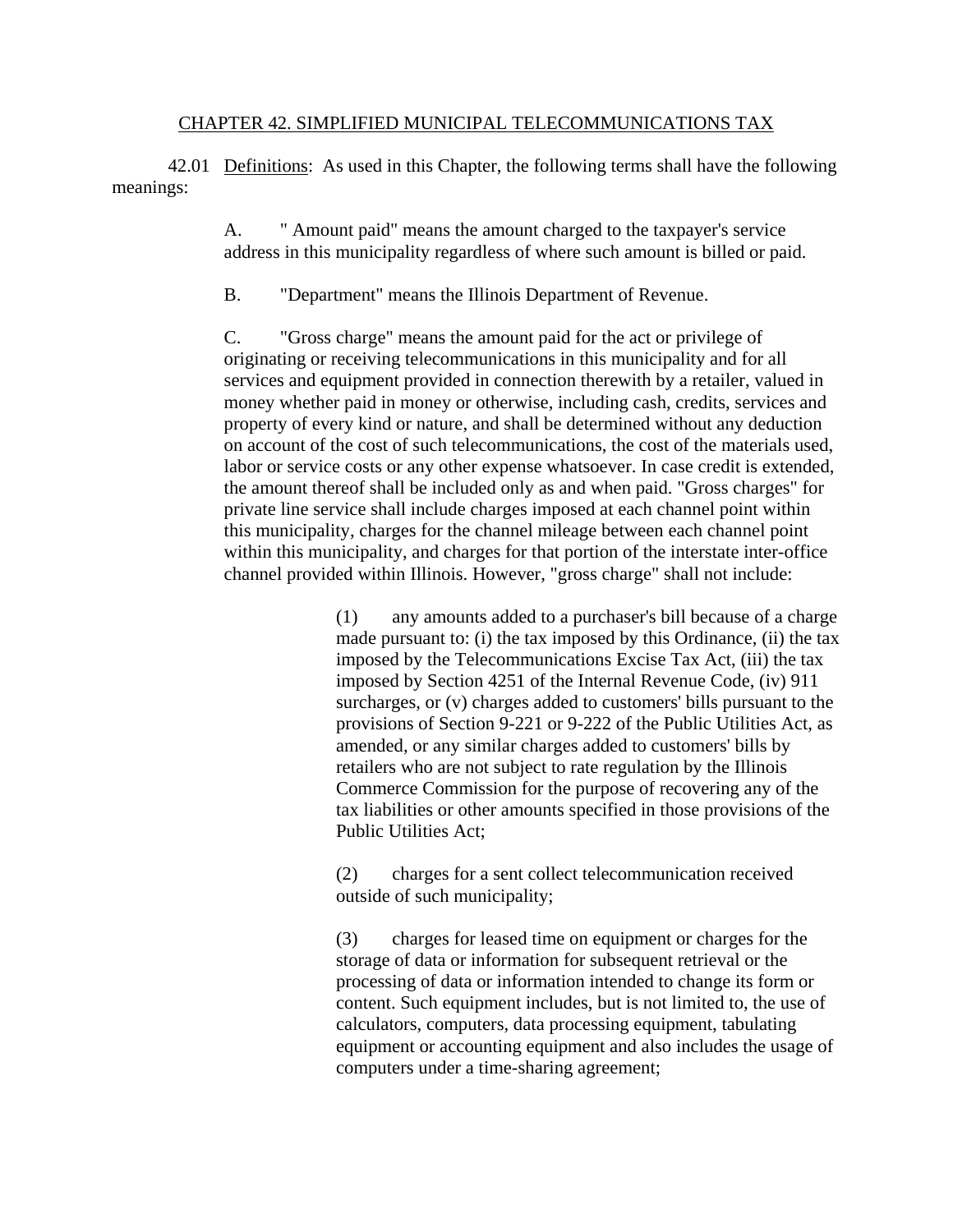# CHAPTER 42. SIMPLIFIED MUNICIPAL TELECOMMUNICATIONS TAX

42.01 Definitions: As used in this Chapter, the following terms shall have the following meanings:

A. " Amount paid" means the amount charged to the taxpayer's service address in this municipality regardless of where such amount is billed or paid.

B. "Department" means the Illinois Department of Revenue.

C. "Gross charge" means the amount paid for the act or privilege of originating or receiving telecommunications in this municipality and for all services and equipment provided in connection therewith by a retailer, valued in money whether paid in money or otherwise, including cash, credits, services and property of every kind or nature, and shall be determined without any deduction on account of the cost of such telecommunications, the cost of the materials used, labor or service costs or any other expense whatsoever. In case credit is extended, the amount thereof shall be included only as and when paid. "Gross charges" for private line service shall include charges imposed at each channel point within this municipality, charges for the channel mileage between each channel point within this municipality, and charges for that portion of the interstate inter-office channel provided within Illinois. However, "gross charge" shall not include:

(1) any amounts added to a purchaser's bill because of a charge made pursuant to: (i) the tax imposed by this Ordinance, (ii) the tax imposed by the Telecommunications Excise Tax Act, (iii) the tax imposed by Section 4251 of the Internal Revenue Code, (iv) 911 surcharges, or (v) charges added to customers' bills pursuant to the provisions of Section 9-221 or 9-222 of the Public Utilities Act, as amended, or any similar charges added to customers' bills by retailers who are not subject to rate regulation by the Illinois Commerce Commission for the purpose of recovering any of the tax liabilities or other amounts specified in those provisions of the Public Utilities Act;

(2) charges for a sent collect telecommunication received outside of such municipality;

(3) charges for leased time on equipment or charges for the storage of data or information for subsequent retrieval or the processing of data or information intended to change its form or content. Such equipment includes, but is not limited to, the use of calculators, computers, data processing equipment, tabulating equipment or accounting equipment and also includes the usage of computers under a time-sharing agreement;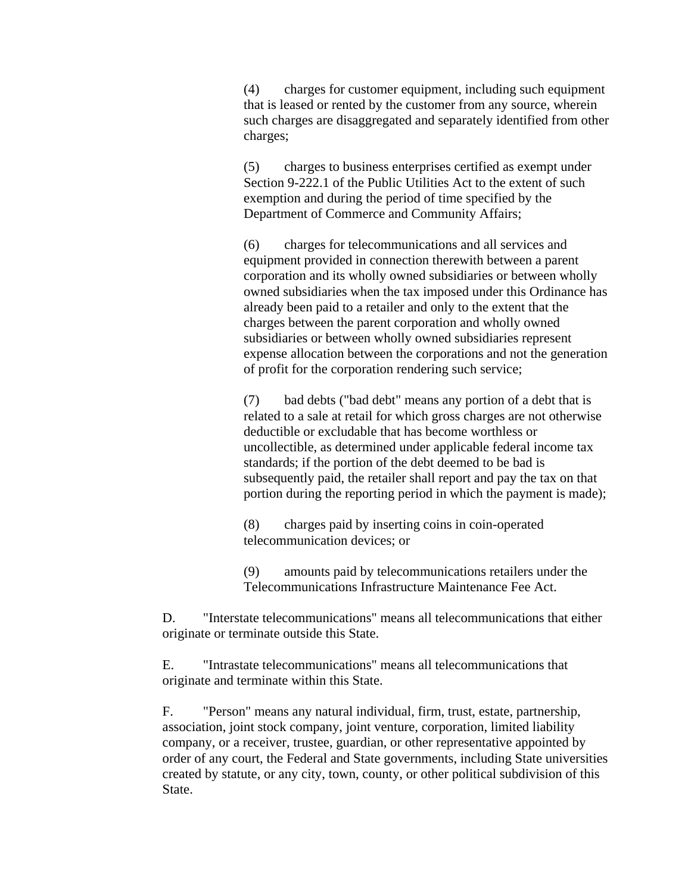(4) charges for customer equipment, including such equipment that is leased or rented by the customer from any source, wherein such charges are disaggregated and separately identified from other charges;

(5) charges to business enterprises certified as exempt under Section 9-222.1 of the Public Utilities Act to the extent of such exemption and during the period of time specified by the Department of Commerce and Community Affairs;

(6) charges for telecommunications and all services and equipment provided in connection therewith between a parent corporation and its wholly owned subsidiaries or between wholly owned subsidiaries when the tax imposed under this Ordinance has already been paid to a retailer and only to the extent that the charges between the parent corporation and wholly owned subsidiaries or between wholly owned subsidiaries represent expense allocation between the corporations and not the generation of profit for the corporation rendering such service;

(7) bad debts ("bad debt" means any portion of a debt that is related to a sale at retail for which gross charges are not otherwise deductible or excludable that has become worthless or uncollectible, as determined under applicable federal income tax standards; if the portion of the debt deemed to be bad is subsequently paid, the retailer shall report and pay the tax on that portion during the reporting period in which the payment is made);

(8) charges paid by inserting coins in coin-operated telecommunication devices; or

(9) amounts paid by telecommunications retailers under the Telecommunications Infrastructure Maintenance Fee Act.

D. "Interstate telecommunications" means all telecommunications that either originate or terminate outside this State.

E. "Intrastate telecommunications" means all telecommunications that originate and terminate within this State.

F. "Person" means any natural individual, firm, trust, estate, partnership, association, joint stock company, joint venture, corporation, limited liability company, or a receiver, trustee, guardian, or other representative appointed by order of any court, the Federal and State governments, including State universities created by statute, or any city, town, county, or other political subdivision of this State.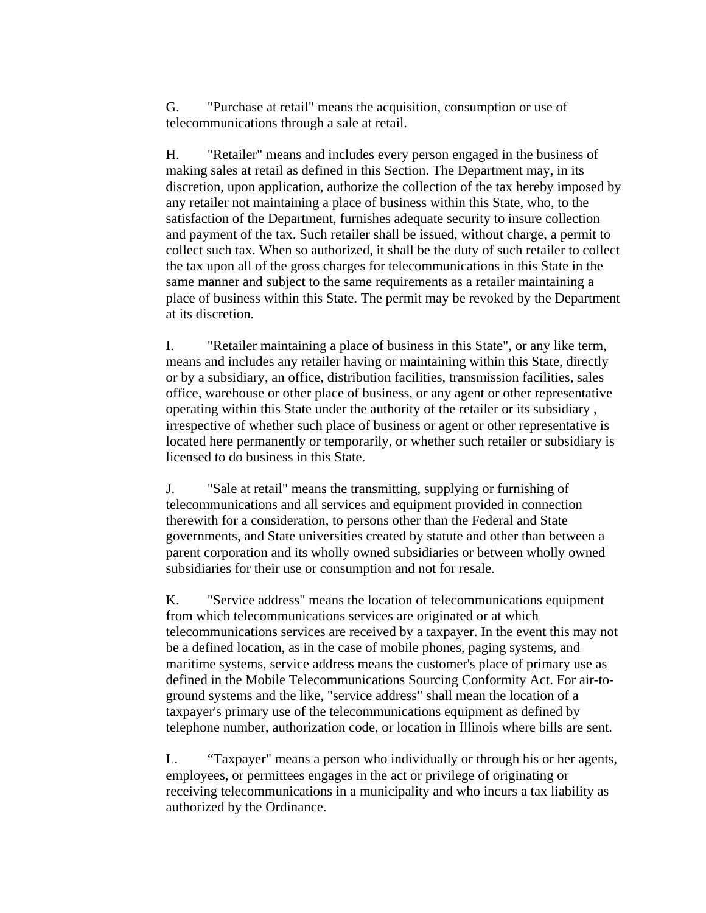G. "Purchase at retail" means the acquisition, consumption or use of telecommunications through a sale at retail.

H. "Retailer" means and includes every person engaged in the business of making sales at retail as defined in this Section. The Department may, in its discretion, upon application, authorize the collection of the tax hereby imposed by any retailer not maintaining a place of business within this State, who, to the satisfaction of the Department, furnishes adequate security to insure collection and payment of the tax. Such retailer shall be issued, without charge, a permit to collect such tax. When so authorized, it shall be the duty of such retailer to collect the tax upon all of the gross charges for telecommunications in this State in the same manner and subject to the same requirements as a retailer maintaining a place of business within this State. The permit may be revoked by the Department at its discretion.

I. "Retailer maintaining a place of business in this State", or any like term, means and includes any retailer having or maintaining within this State, directly or by a subsidiary, an office, distribution facilities, transmission facilities, sales office, warehouse or other place of business, or any agent or other representative operating within this State under the authority of the retailer or its subsidiary , irrespective of whether such place of business or agent or other representative is located here permanently or temporarily, or whether such retailer or subsidiary is licensed to do business in this State.

J. "Sale at retail" means the transmitting, supplying or furnishing of telecommunications and all services and equipment provided in connection therewith for a consideration, to persons other than the Federal and State governments, and State universities created by statute and other than between a parent corporation and its wholly owned subsidiaries or between wholly owned subsidiaries for their use or consumption and not for resale.

K. "Service address" means the location of telecommunications equipment from which telecommunications services are originated or at which telecommunications services are received by a taxpayer. In the event this may not be a defined location, as in the case of mobile phones, paging systems, and maritime systems, service address means the customer's place of primary use as defined in the Mobile Telecommunications Sourcing Conformity Act. For air-to-ground systems and the like, "service address" shall mean the location of a taxpayer's primary use of the telecommunications equipment as defined by telephone number, authorization code, or location in Illinois where bills are sent.

L. “Taxpayer" means a person who individually or through his or her agents, employees, or permittees engages in the act or privilege of originating or receiving telecommunications in a municipality and who incurs a tax liability as authorized by the Ordinance.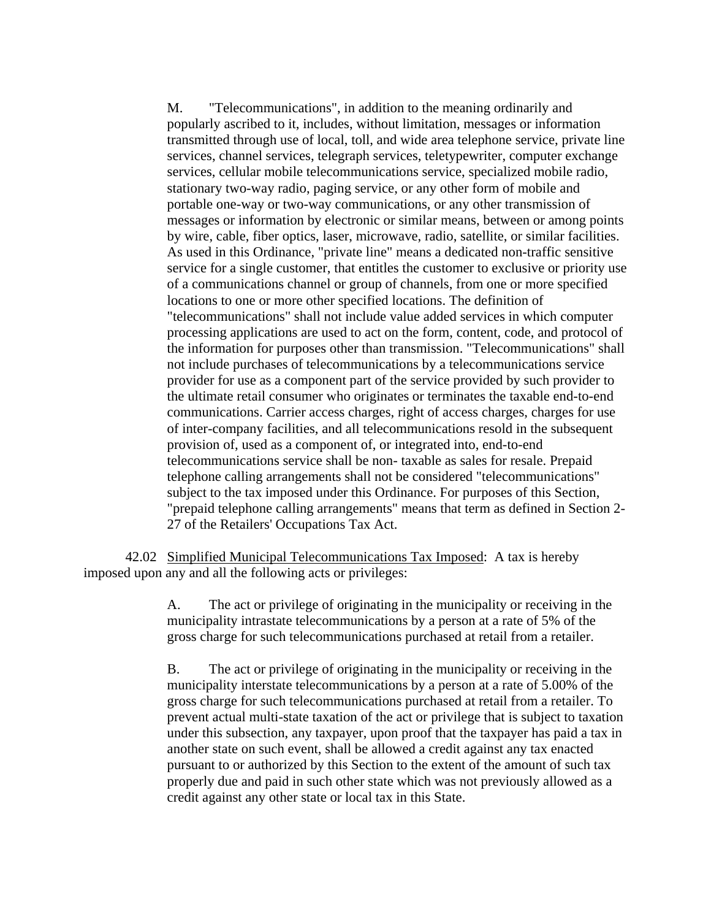M. "Telecommunications", in addition to the meaning ordinarily and popularly ascribed to it, includes, without limitation, messages or information transmitted through use of local, toll, and wide area telephone service, private line services, channel services, telegraph services, teletypewriter, computer exchange services, cellular mobile telecommunications service, specialized mobile radio, stationary two-way radio, paging service, or any other form of mobile and portable one-way or two-way communications, or any other transmission of messages or information by electronic or similar means, between or among points by wire, cable, fiber optics, laser, microwave, radio, satellite, or similar facilities. As used in this Ordinance, "private line" means a dedicated non-traffic sensitive service for a single customer, that entitles the customer to exclusive or priority use of a communications channel or group of channels, from one or more specified locations to one or more other specified locations. The definition of "telecommunications" shall not include value added services in which computer processing applications are used to act on the form, content, code, and protocol of the information for purposes other than transmission. "Telecommunications" shall not include purchases of telecommunications by a telecommunications service provider for use as a component part of the service provided by such provider to the ultimate retail consumer who originates or terminates the taxable end-to-end communications. Carrier access charges, right of access charges, charges for use of inter-company facilities, and all telecommunications resold in the subsequent provision of, used as a component of, or integrated into, end-to-end telecommunications service shall be non- taxable as sales for resale. Prepaid telephone calling arrangements shall not be considered "telecommunications" subject to the tax imposed under this Ordinance. For purposes of this Section, "prepaid telephone calling arrangements" means that term as defined in Section 2-27 of the Retailers' Occupations Tax Act.

42.02 Simplified Municipal Telecommunications Tax Imposed: A tax is hereby imposed upon any and all the following acts or privileges:

A. The act or privilege of originating in the municipality or receiving in the municipality intrastate telecommunications by a person at a rate of 5% of the gross charge for such telecommunications purchased at retail from a retailer.

B. The act or privilege of originating in the municipality or receiving in the municipality interstate telecommunications by a person at a rate of 5.00% of the gross charge for such telecommunications purchased at retail from a retailer. To prevent actual multi-state taxation of the act or privilege that is subject to taxation under this subsection, any taxpayer, upon proof that the taxpayer has paid a tax in another state on such event, shall be allowed a credit against any tax enacted pursuant to or authorized by this Section to the extent of the amount of such tax properly due and paid in such other state which was not previously allowed as a credit against any other state or local tax in this State.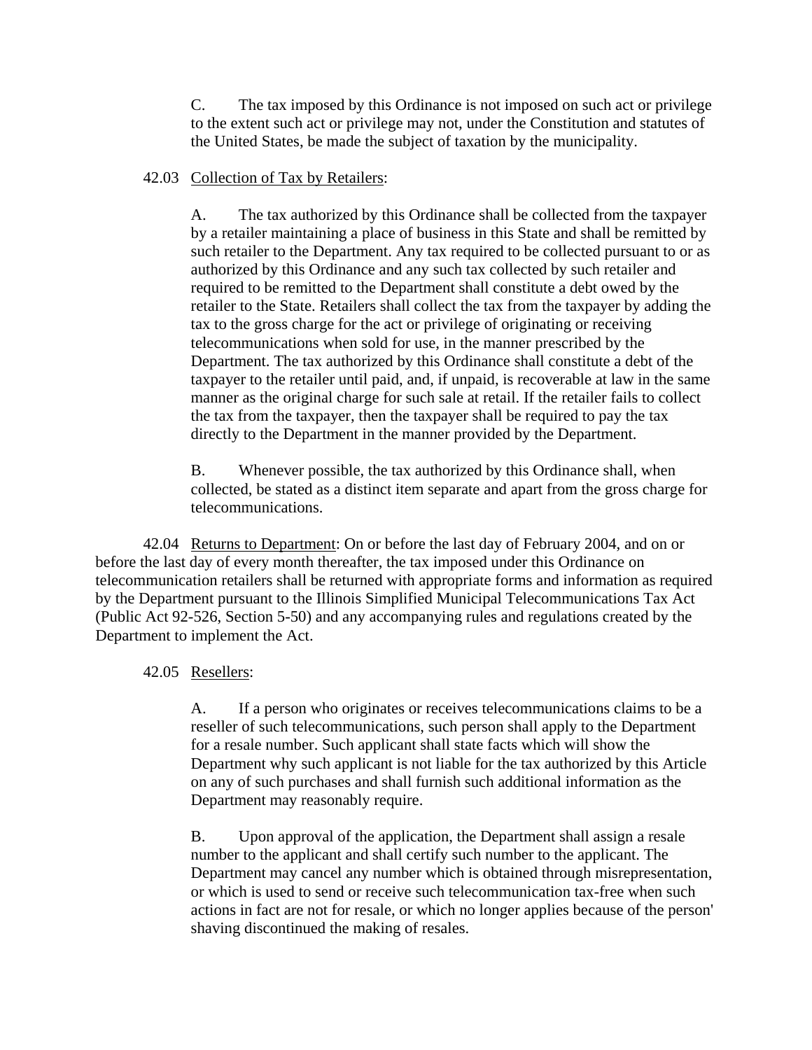C. The tax imposed by this Ordinance is not imposed on such act or privilege to the extent such act or privilege may not, under the Constitution and statutes of the United States, be made the subject of taxation by the municipality.

42.03 Collection of Tax by Retailers:

A. The tax authorized by this Ordinance shall be collected from the taxpayer by a retailer maintaining a place of business in this State and shall be remitted by such retailer to the Department. Any tax required to be collected pursuant to or as authorized by this Ordinance and any such tax collected by such retailer and required to be remitted to the Department shall constitute a debt owed by the retailer to the State. Retailers shall collect the tax from the taxpayer by adding the tax to the gross charge for the act or privilege of originating or receiving telecommunications when sold for use, in the manner prescribed by the Department. The tax authorized by this Ordinance shall constitute a debt of the taxpayer to the retailer until paid, and, if unpaid, is recoverable at law in the same manner as the original charge for such sale at retail. If the retailer fails to collect the tax from the taxpayer, then the taxpayer shall be required to pay the tax directly to the Department in the manner provided by the Department.

B. Whenever possible, the tax authorized by this Ordinance shall, when collected, be stated as a distinct item separate and apart from the gross charge for telecommunications.

42.04 Returns to Department: On or before the last day of February 2004, and on or before the last day of every month thereafter, the tax imposed under this Ordinance on telecommunication retailers shall be returned with appropriate forms and information as required by the Department pursuant to the Illinois Simplified Municipal Telecommunications Tax Act (Public Act 92-526, Section 5-50) and any accompanying rules and regulations created by the Department to implement the Act.

42.05 Resellers:

A. If a person who originates or receives telecommunications claims to be a reseller of such telecommunications, such person shall apply to the Department for a resale number. Such applicant shall state facts which will show the Department why such applicant is not liable for the tax authorized by this Article on any of such purchases and shall furnish such additional information as the Department may reasonably require.

B. Upon approval of the application, the Department shall assign a resale number to the applicant and shall certify such number to the applicant. The Department may cancel any number which is obtained through misrepresentation, or which is used to send or receive such telecommunication tax-free when such actions in fact are not for resale, or which no longer applies because of the person' shaving discontinued the making of resales.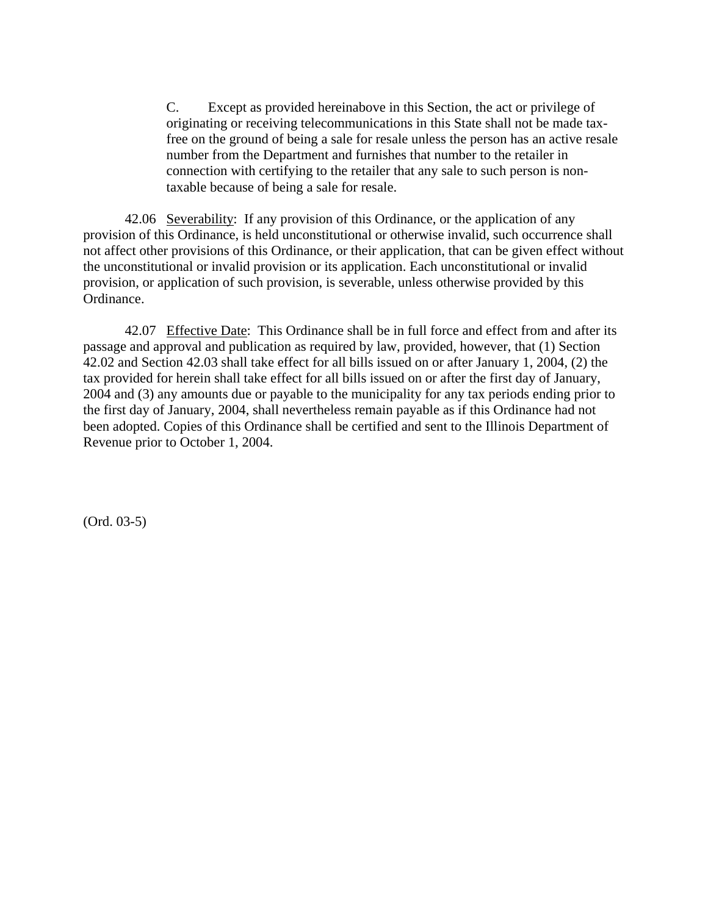C. Except as provided hereinabove in this Section, the act or privilege of originating or receiving telecommunications in this State shall not be made tax-free on the ground of being a sale for resale unless the person has an active resale number from the Department and furnishes that number to the retailer in connection with certifying to the retailer that any sale to such person is non-taxable because of being a sale for resale.

42.06 Severability: If any provision of this Ordinance, or the application of any provision of this Ordinance, is held unconstitutional or otherwise invalid, such occurrence shall not affect other provisions of this Ordinance, or their application, that can be given effect without the unconstitutional or invalid provision or its application. Each unconstitutional or invalid provision, or application of such provision, is severable, unless otherwise provided by this Ordinance.

42.07 Effective Date: This Ordinance shall be in full force and effect from and after its passage and approval and publication as required by law, provided, however, that (1) Section 42.02 and Section 42.03 shall take effect for all bills issued on or after January 1, 2004, (2) the tax provided for herein shall take effect for all bills issued on or after the first day of January, 2004 and (3) any amounts due or payable to the municipality for any tax periods ending prior to the first day of January, 2004, shall nevertheless remain payable as if this Ordinance had not been adopted. Copies of this Ordinance shall be certified and sent to the Illinois Department of Revenue prior to October 1, 2004.

(Ord. 03-5)